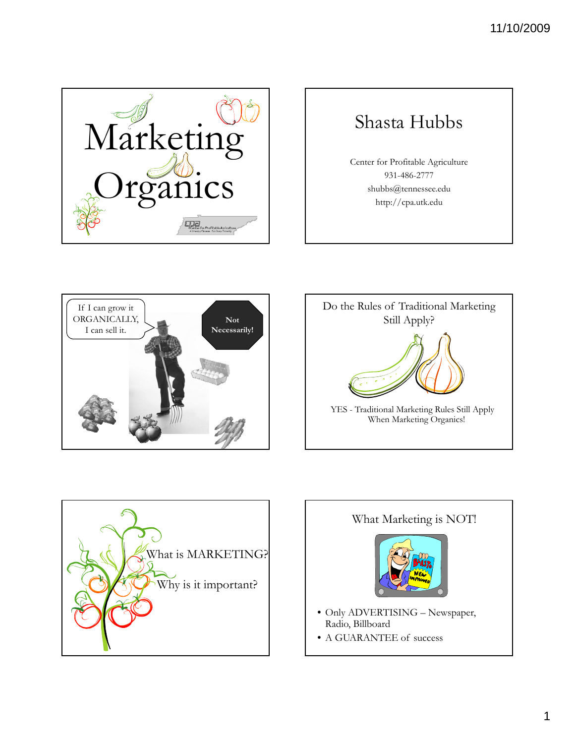# Marketing Organics

## Shasta Hubbs

Center for Profitable Agriculture
931-486-2777
shubbs@tennessee.edu
http://cpa.utk.edu

If I can grow it ORGANICALLY, I can sell it.

**Not Necessarily!**

## Do the Rules of Traditional Marketing Still Apply?

YES - Traditional Marketing Rules Still Apply When Marketing Organics!

## What is MARKETING?

## Why is it important?

## What Marketing is NOT!

- Only ADVERTISING – Newspaper, Radio, Billboard
- A GUARANTEE of success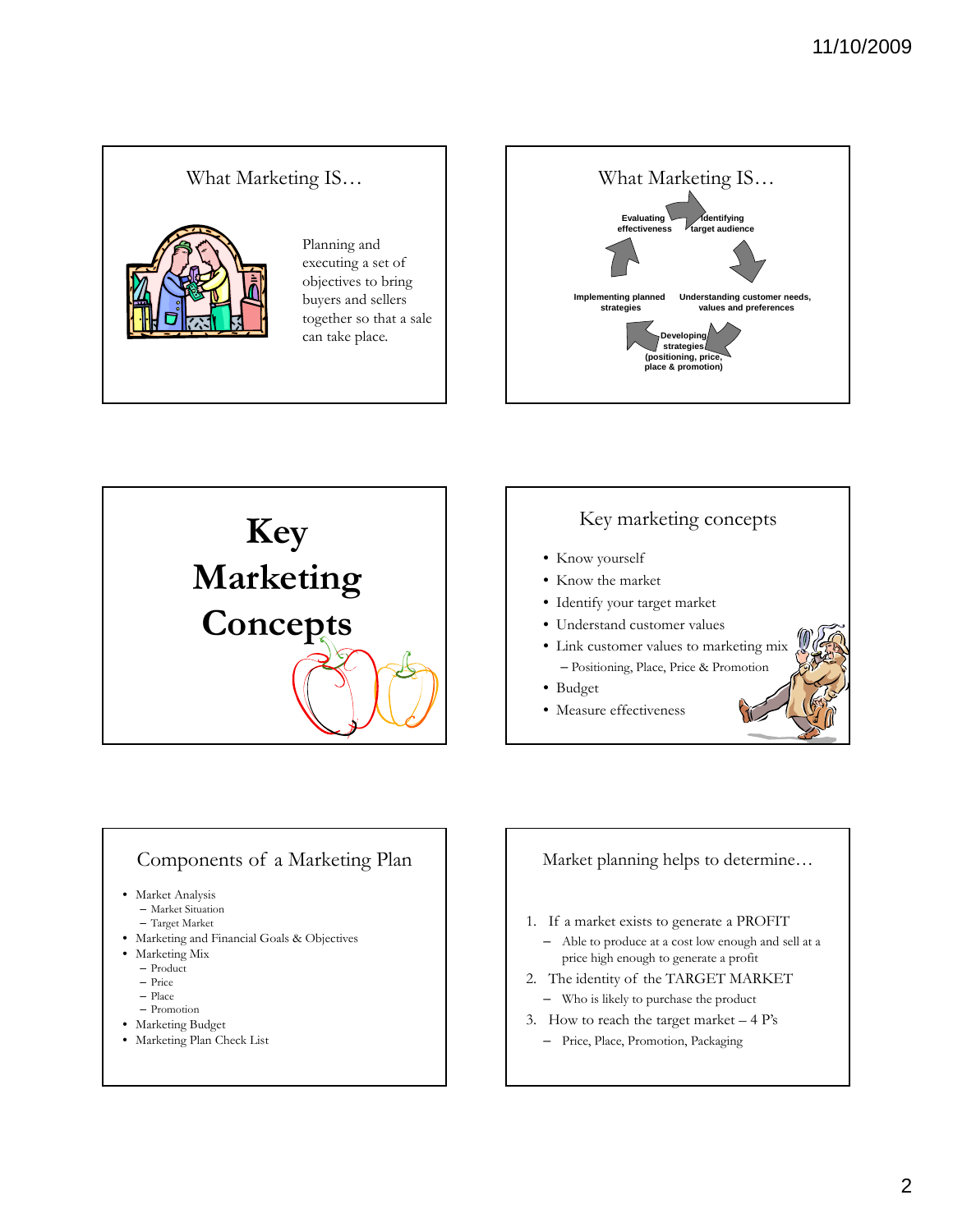## What Marketing IS…

Planning and executing a set of objectives to bring buyers and sellers together so that a sale can take place.

## What Marketing IS…

- Identifying target audience
- Understanding customer needs, values and preferences
- Developing strategies (positioning, price, place & promotion)
- Implementing planned strategies
- Evaluating effectiveness

# Key Marketing Concepts

## Key marketing concepts

- Know yourself
- Know the market
- Identify your target market
- Understand customer values
- Link customer values to marketing mix
  - Positioning, Place, Price & Promotion
- Budget
- Measure effectiveness

## Components of a Marketing Plan

- Market Analysis
  - Market Situation
  - Target Market
- Marketing and Financial Goals & Objectives
- Marketing Mix
  - Product
  - Price
  - Place
  - Promotion
- Marketing Budget
- Marketing Plan Check List

## Market planning helps to determine…

1. If a market exists to generate a PROFIT
   - Able to produce at a cost low enough and sell at a price high enough to generate a profit
2. The identity of the TARGET MARKET
   - Who is likely to purchase the product
3. How to reach the target market – 4 P's
   - Price, Place, Promotion, Packaging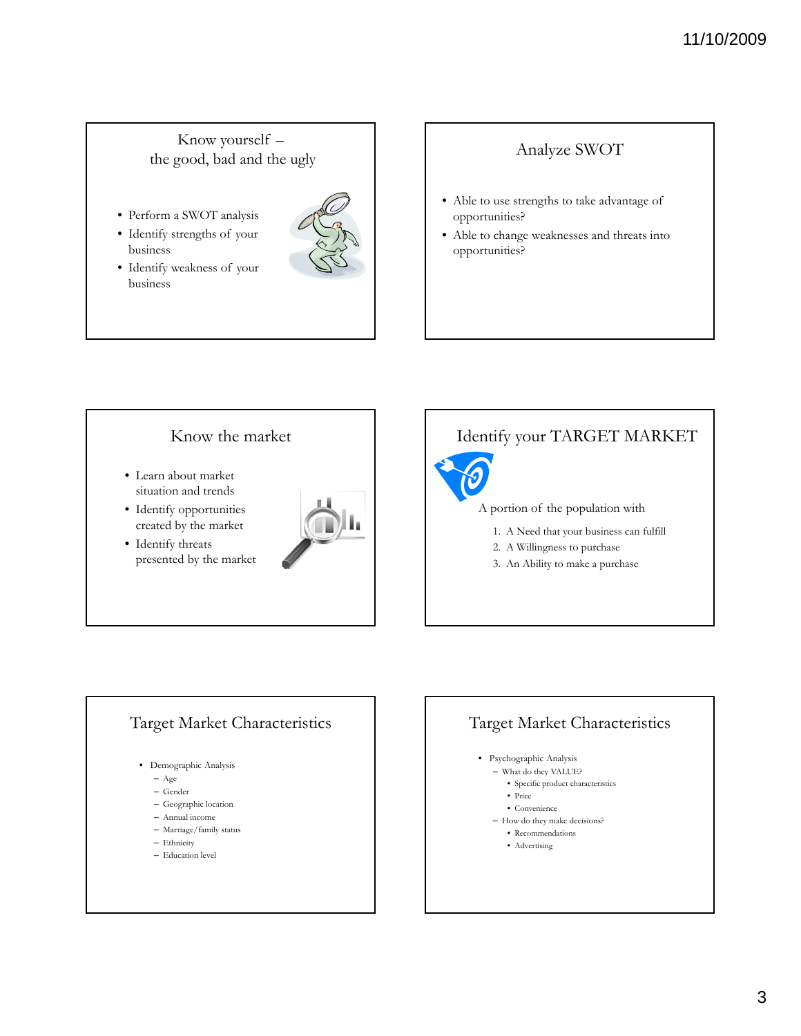## Know yourself – the good, bad and the ugly

- Perform a SWOT analysis
- Identify strengths of your business
- Identify weakness of your business

## Analyze SWOT

- Able to use strengths to take advantage of opportunities?
- Able to change weaknesses and threats into opportunities?

## Know the market

- Learn about market situation and trends
- Identify opportunities created by the market
- Identify threats presented by the market

## Identify your TARGET MARKET

A portion of the population with

1. A Need that your business can fulfill
2. A Willingness to purchase
3. An Ability to make a purchase

## Target Market Characteristics

- Demographic Analysis
  - Age
  - Gender
  - Geographic location
  - Annual income
  - Marriage/family status
  - Ethnicity
  - Education level

## Target Market Characteristics

- Psychographic Analysis
  - What do they VALUE?
    - Specific product characteristics
    - Price
    - Convenience
  - How do they make decisions?
    - Recommendations
    - Advertising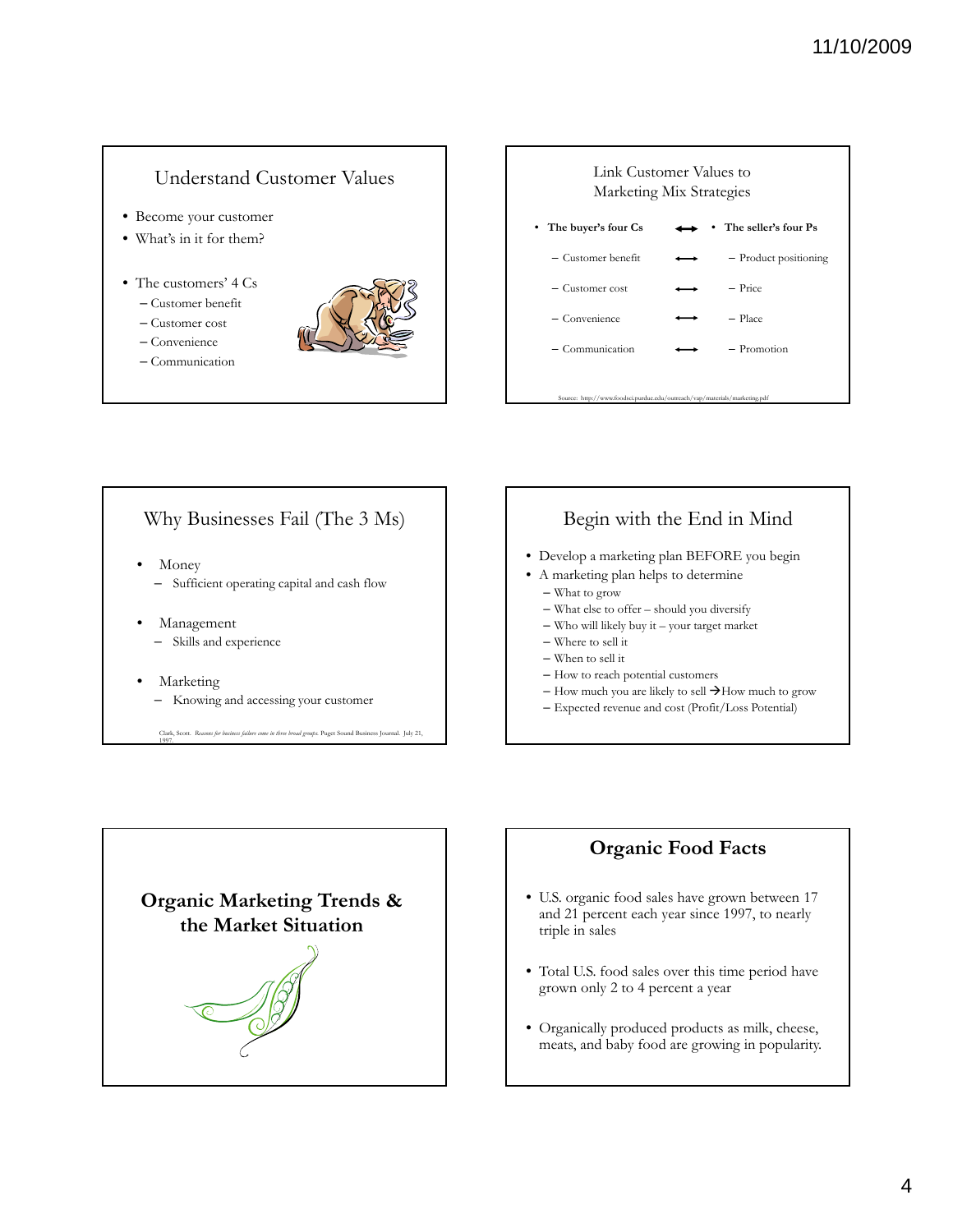## Understand Customer Values

- Become your customer
- What's in it for them?
- The customers' 4 Cs
  - Customer benefit
  - Customer cost
  - Convenience
  - Communication

## Link Customer Values to Marketing Mix Strategies

| • The buyer's four Cs | | • The seller's four Ps |
|---|---|---|
| – Customer benefit | ⟷ | – Product positioning |
| – Customer cost | ⟷ | – Price |
| – Convenience | ⟷ | – Place |
| – Communication | ⟷ | – Promotion |

Source: http://www.foodsci.purdue.edu/outreach/vap/materials/marketing.pdf

## Why Businesses Fail (The 3 Ms)

- Money
  - Sufficient operating capital and cash flow
- Management
  - Skills and experience
- Marketing
  - Knowing and accessing your customer

Clark, Scott. *Reasons for business failure come in three broad groups.* Puget Sound Business Journal. July 21, 1997.

## Begin with the End in Mind

- Develop a marketing plan BEFORE you begin
- A marketing plan helps to determine
  - What to grow
  - What else to offer – should you diversify
  - Who will likely buy it – your target market
  - Where to sell it
  - When to sell it
  - How to reach potential customers
  - How much you are likely to sell → How much to grow
  - Expected revenue and cost (Profit/Loss Potential)

## **Organic Marketing Trends & the Market Situation**

## **Organic Food Facts**

- U.S. organic food sales have grown between 17 and 21 percent each year since 1997, to nearly triple in sales
- Total U.S. food sales over this time period have grown only 2 to 4 percent a year
- Organically produced products as milk, cheese, meats, and baby food are growing in popularity.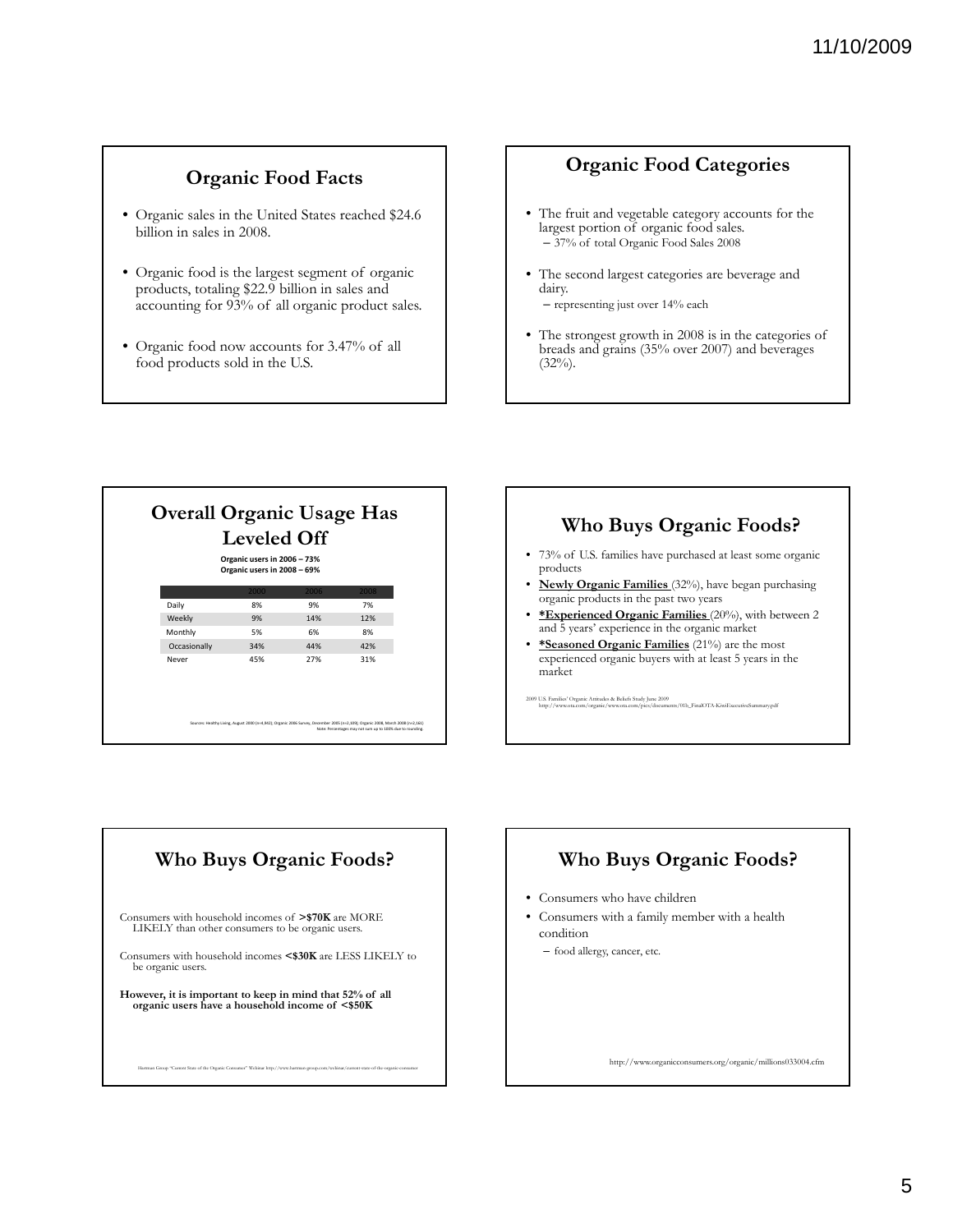## Organic Food Facts

- Organic sales in the United States reached $24.6 billion in sales in 2008.
- Organic food is the largest segment of organic products, totaling $22.9 billion in sales and accounting for 93% of all organic product sales.
- Organic food now accounts for 3.47% of all food products sold in the U.S.

## Organic Food Categories

- The fruit and vegetable category accounts for the largest portion of organic food sales.
  - 37% of total Organic Food Sales 2008
- The second largest categories are beverage and dairy.
  - representing just over 14% each
- The strongest growth in 2008 is in the categories of breads and grains (35% over 2007) and beverages (32%).

## Overall Organic Usage Has Leveled Off

**Organic users in 2006 – 73%**
**Organic users in 2008 – 69%**

| | 2000 | 2006 | 2008 |
|---|---|---|---|
| Daily | 8% | 9% | 7% |
| Weekly | 9% | 14% | 12% |
| Monthly | 5% | 6% | 8% |
| Occasionally | 34% | 44% | 42% |
| Never | 45% | 27% | 31% |

Sources: Healthy Living, August 2000 (n=4,842); Organic 2006 Survey, December 2005 (n=2,109); Organic 2008, March 2008 (n=2,161)
Note: Percentages may not sum up to 100% due to rounding.

## Who Buys Organic Foods?

- 73% of U.S. families have purchased at least some organic products
- **Newly Organic Families** (32%), have began purchasing organic products in the past two years
- **\*Experienced Organic Families** (20%), with between 2 and 5 years' experience in the organic market
- **\*Seasoned Organic Families** (21%) are the most experienced organic buyers with at least 5 years in the market

2009 U.S. Families' Organic Attitudes & Beliefs Study June 2009
http://www.ota.com/organic/www.ota.com/pics/documents/01b_FinalOTA-KiwiExecutiveSummary.pdf

## Who Buys Organic Foods?

Consumers with household incomes of **>$70K** are MORE LIKELY than other consumers to be organic users.

Consumers with household incomes **<$30K** are LESS LIKELY to be organic users.

**However, it is important to keep in mind that 52% of all organic users have a household income of <$50K**

Hartman Group "Current State of the Organic Consumer" Webinar http://www.hartman-group.com/webinar/current-state-of-the-organic-consumer

## Who Buys Organic Foods?

- Consumers who have children
- Consumers with a family member with a health condition
  - food allergy, cancer, etc.

http://www.organicconsumers.org/organic/millions033004.cfm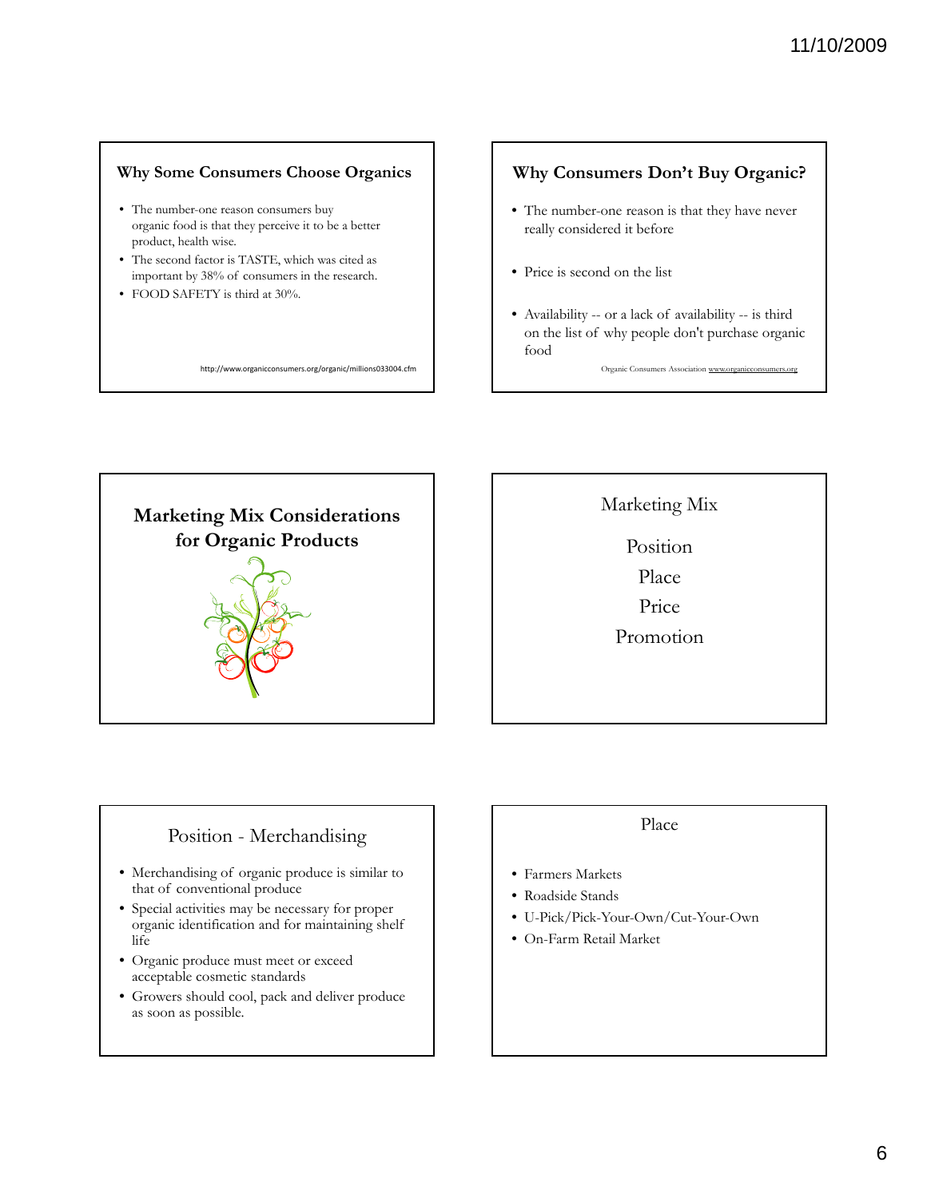## Why Some Consumers Choose Organics

- The number-one reason consumers buy organic food is that they perceive it to be a better product, health wise.
- The second factor is TASTE, which was cited as important by 38% of consumers in the research.
- FOOD SAFETY is third at 30%.

http://www.organicconsumers.org/organic/millions033004.cfm

## Why Consumers Don't Buy Organic?

- The number-one reason is that they have never really considered it before
- Price is second on the list
- Availability -- or a lack of availability -- is third on the list of why people don't purchase organic food

Organic Consumers Association www.organicconsumers.org

## Marketing Mix Considerations for Organic Products

## Marketing Mix

Position

Place

Price

Promotion

## Position - Merchandising

- Merchandising of organic produce is similar to that of conventional produce
- Special activities may be necessary for proper organic identification and for maintaining shelf life
- Organic produce must meet or exceed acceptable cosmetic standards
- Growers should cool, pack and deliver produce as soon as possible.

## Place

- Farmers Markets
- Roadside Stands
- U-Pick/Pick-Your-Own/Cut-Your-Own
- On-Farm Retail Market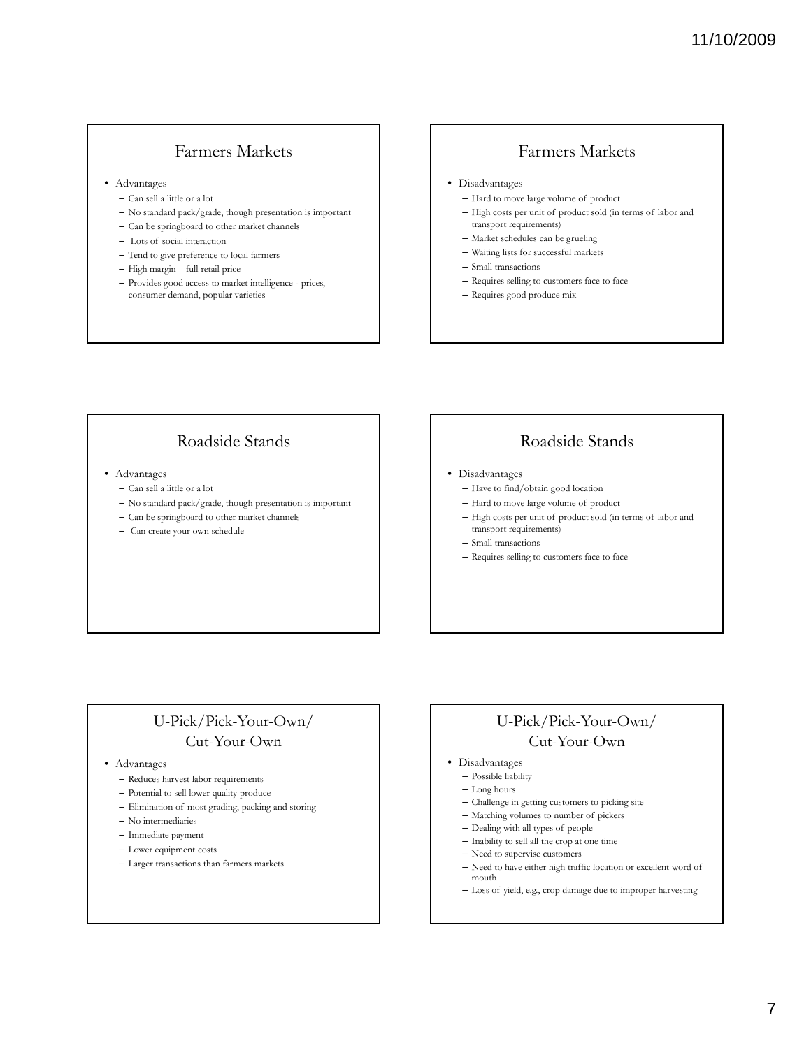## Farmers Markets

- Advantages
  - Can sell a little or a lot
  - No standard pack/grade, though presentation is important
  - Can be springboard to other market channels
  - Lots of social interaction
  - Tend to give preference to local farmers
  - High margin—full retail price
  - Provides good access to market intelligence - prices, consumer demand, popular varieties

## Farmers Markets

- Disadvantages
  - Hard to move large volume of product
  - High costs per unit of product sold (in terms of labor and transport requirements)
  - Market schedules can be grueling
  - Waiting lists for successful markets
  - Small transactions
  - Requires selling to customers face to face
  - Requires good produce mix

## Roadside Stands

- Advantages
  - Can sell a little or a lot
  - No standard pack/grade, though presentation is important
  - Can be springboard to other market channels
  - Can create your own schedule

## Roadside Stands

- Disadvantages
  - Have to find/obtain good location
  - Hard to move large volume of product
  - High costs per unit of product sold (in terms of labor and transport requirements)
  - Small transactions
  - Requires selling to customers face to face

## U-Pick/Pick-Your-Own/ Cut-Your-Own

- Advantages
  - Reduces harvest labor requirements
  - Potential to sell lower quality produce
  - Elimination of most grading, packing and storing
  - No intermediaries
  - Immediate payment
  - Lower equipment costs
  - Larger transactions than farmers markets

## U-Pick/Pick-Your-Own/ Cut-Your-Own

- Disadvantages
  - Possible liability
  - Long hours
  - Challenge in getting customers to picking site
  - Matching volumes to number of pickers
  - Dealing with all types of people
  - Inability to sell all the crop at one time
  - Need to supervise customers
  - Need to have either high traffic location or excellent word of mouth
  - Loss of yield, e.g., crop damage due to improper harvesting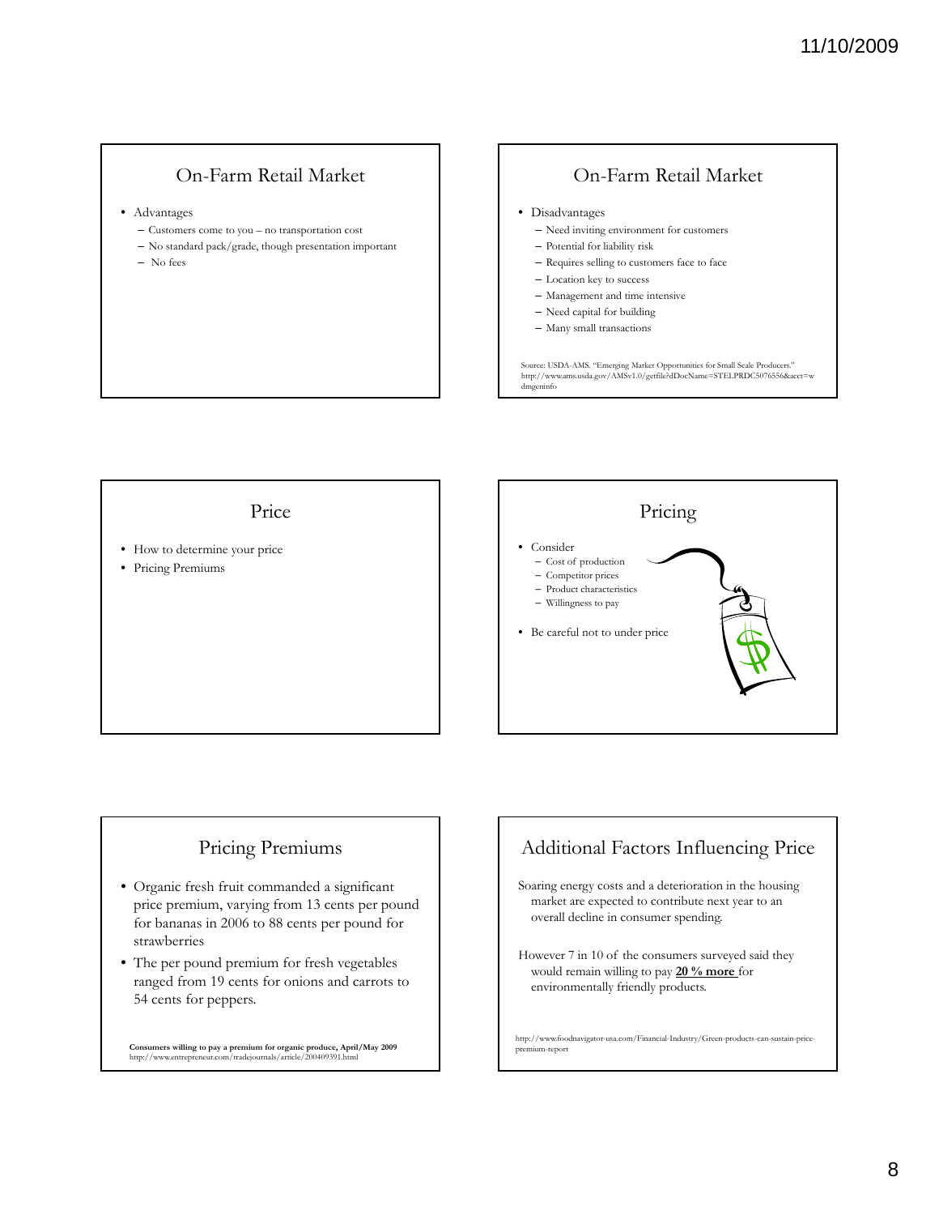## On-Farm Retail Market

- Advantages
  - Customers come to you – no transportation cost
  - No standard pack/grade, though presentation important
  - No fees

## On-Farm Retail Market

- Disadvantages
  - Need inviting environment for customers
  - Potential for liability risk
  - Requires selling to customers face to face
  - Location key to success
  - Management and time intensive
  - Need capital for building
  - Many small transactions

Source: USDA-AMS. "Emerging Market Opportunities for Small Scale Producers." http://www.ams.usda.gov/AMSv1.0/getfile?dDocName=STELPRDC5076556&acct=wdmgeninfo

## Price

- How to determine your price
- Pricing Premiums

## Pricing

- Consider
  - Cost of production
  - Competitor prices
  - Product characteristics
  - Willingness to pay
- Be careful not to under price

## Pricing Premiums

- Organic fresh fruit commanded a significant price premium, varying from 13 cents per pound for bananas in 2006 to 88 cents per pound for strawberries
- The per pound premium for fresh vegetables ranged from 19 cents for onions and carrots to 54 cents for peppers.

**Consumers willing to pay a premium for organic produce, April/May 2009**
http://www.entrepreneur.com/tradejournals/article/200409391.html

## Additional Factors Influencing Price

Soaring energy costs and a deterioration in the housing market are expected to contribute next year to an overall decline in consumer spending.

However 7 in 10 of the consumers surveyed said they would remain willing to pay **20 % more** for environmentally friendly products.

http://www.foodnavigator-usa.com/Financial-Industry/Green-products-can-sustain-price-premium-report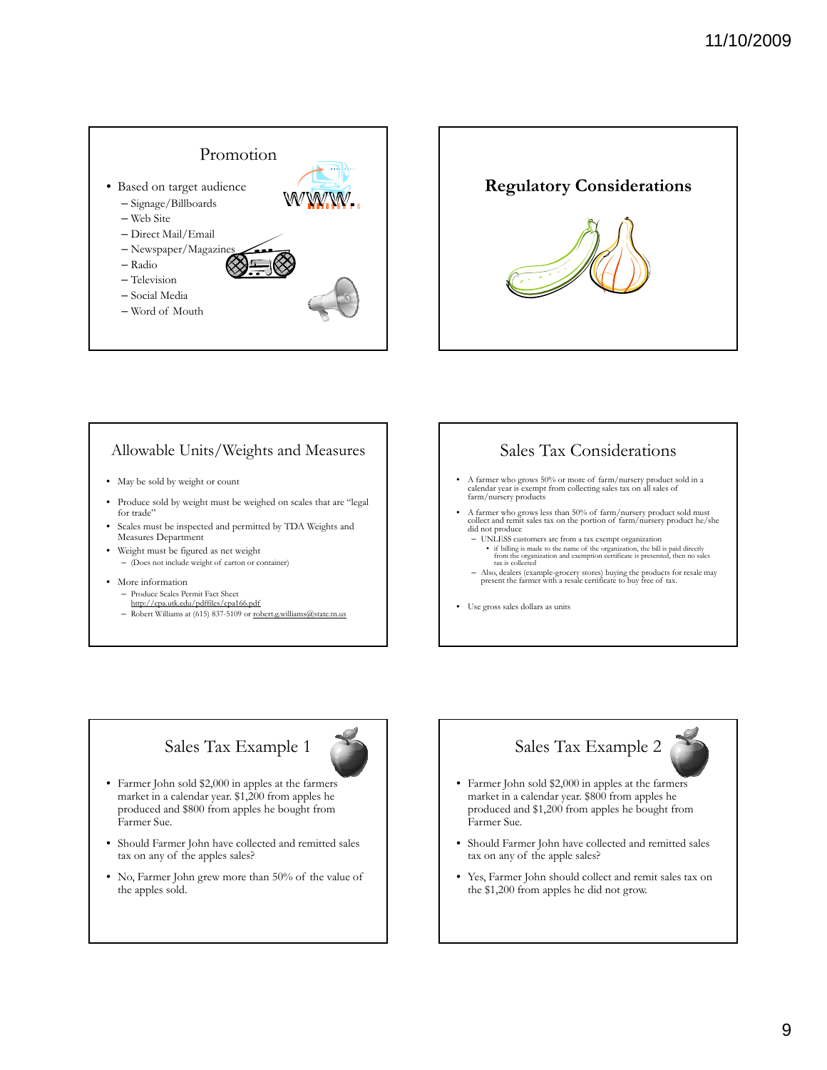## Promotion

- Based on target audience
  - Signage/Billboards
  - Web Site
  - Direct Mail/Email
  - Newspaper/Magazines
  - Radio
  - Television
  - Social Media
  - Word of Mouth

## Regulatory Considerations

## Allowable Units/Weights and Measures

- May be sold by weight or count
- Produce sold by weight must be weighed on scales that are "legal for trade"
- Scales must be inspected and permitted by TDA Weights and Measures Department
- Weight must be figured as net weight
  - (Does not include weight of carton or container)
- More information
  - Produce Scales Permit Fact Sheet http://cpa.utk.edu/pdffiles/cpa166.pdf
  - Robert Williams at (615) 837-5109 or robert.g.williams@state.tn.us

## Sales Tax Considerations

- A farmer who grows 50% or more of farm/nursery product sold in a calendar year is exempt from collecting sales tax on all sales of farm/nursery products
- A farmer who grows less than 50% of farm/nursery product sold must collect and remit sales tax on the portion of farm/nursery product he/she did not produce
  - UNLESS customers are from a tax exempt organization
    - if billing is made to the name of the organization, the bill is paid directly from the organization and exemption certificate is presented, then no sales tax is collected
  - Also, dealers (example-grocery stores) buying the products for resale may present the farmer with a resale certificate to buy free of tax.
- Use gross sales dollars as units

## Sales Tax Example 1

- Farmer John sold $2,000 in apples at the farmers market in a calendar year. $1,200 from apples he produced and $800 from apples he bought from Farmer Sue.
- Should Farmer John have collected and remitted sales tax on any of the apples sales?
- No, Farmer John grew more than 50% of the value of the apples sold.

## Sales Tax Example 2

- Farmer John sold $2,000 in apples at the farmers market in a calendar year. $800 from apples he produced and $1,200 from apples he bought from Farmer Sue.
- Should Farmer John have collected and remitted sales tax on any of the apple sales?
- Yes, Farmer John should collect and remit sales tax on the $1,200 from apples he did not grow.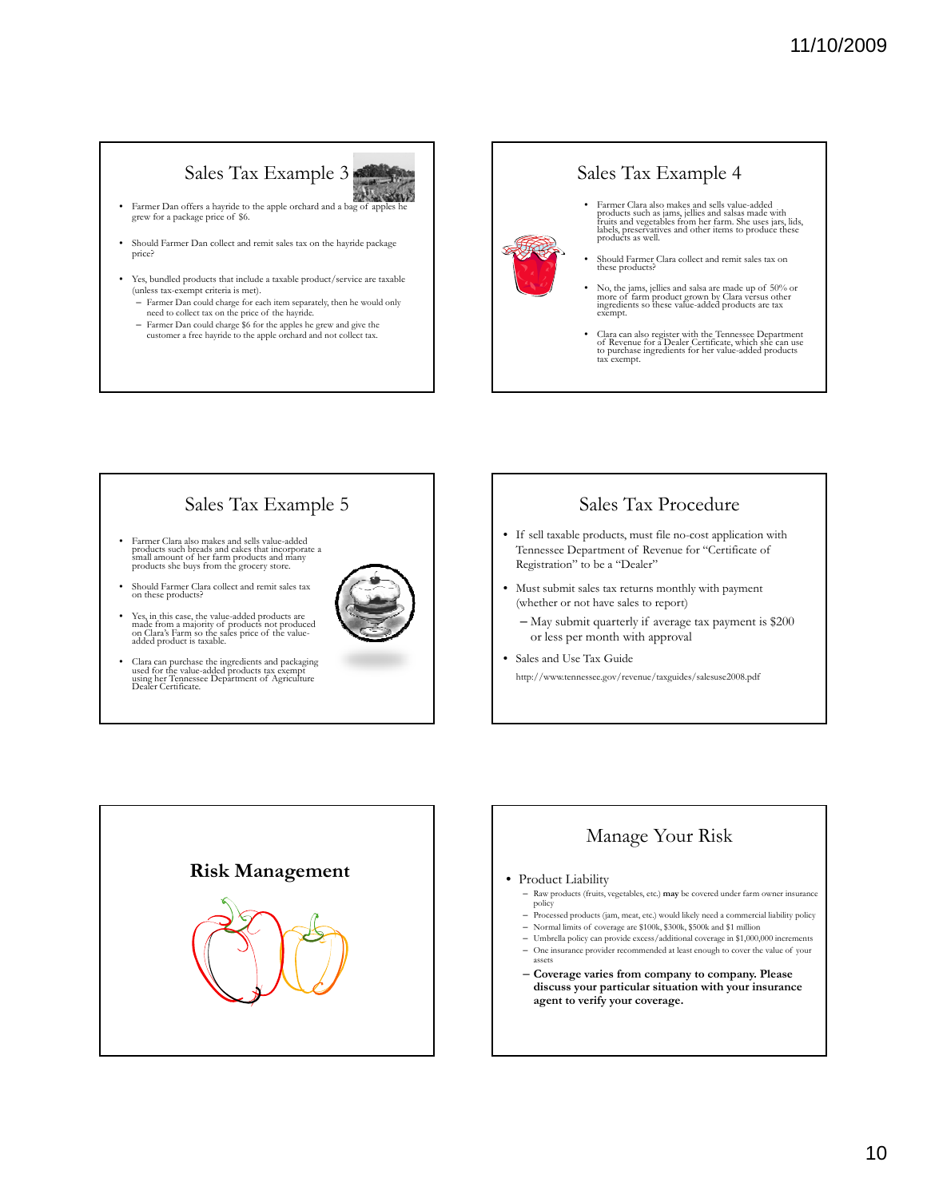## Sales Tax Example 3

- Farmer Dan offers a hayride to the apple orchard and a bag of apples he grew for a package price of $6.
- Should Farmer Dan collect and remit sales tax on the hayride package price?
- Yes, bundled products that include a taxable product/service are taxable (unless tax-exempt criteria is met).
  - Farmer Dan could charge for each item separately, then he would only need to collect tax on the price of the hayride.
  - Farmer Dan could charge $6 for the apples he grew and give the customer a free hayride to the apple orchard and not collect tax.

## Sales Tax Example 4

- Farmer Clara also makes and sells value-added products such as jams, jellies and salsas made with fruits and vegetables from her farm. She uses jars, lids, labels, preservatives and other items to produce these products as well.
- Should Farmer Clara collect and remit sales tax on these products?
- No, the jams, jellies and salsa are made up of 50% or more of farm product grown by Clara versus other ingredients so these value-added products are tax exempt.
- Clara can also register with the Tennessee Department of Revenue for a Dealer Certificate, which she can use to purchase ingredients for her value-added products tax exempt.

## Sales Tax Example 5

- Farmer Clara also makes and sells value-added products such breads and cakes that incorporate a small amount of her farm products and many products she buys from the grocery store.
- Should Farmer Clara collect and remit sales tax on these products?
- Yes, in this case, the value-added products are made from a majority of products not produced on Clara's Farm so the sales price of the value-added product is taxable.
- Clara can purchase the ingredients and packaging used for the value-added products tax exempt using her Tennessee Department of Agriculture Dealer Certificate.

## Sales Tax Procedure

- If sell taxable products, must file no-cost application with Tennessee Department of Revenue for "Certificate of Registration" to be a "Dealer"
- Must submit sales tax returns monthly with payment (whether or not have sales to report)
  - May submit quarterly if average tax payment is $200 or less per month with approval
- Sales and Use Tax Guide

http://www.tennessee.gov/revenue/taxguides/salesuse2008.pdf

## **Risk Management**

## Manage Your Risk

- Product Liability
  - Raw products (fruits, vegetables, etc.) **may** be covered under farm owner insurance policy
  - Processed products (jam, meat, etc.) would likely need a commercial liability policy
  - Normal limits of coverage are $100k, $300k, $500k and $1 million
  - Umbrella policy can provide excess/additional coverage in $1,000,000 increments
  - One insurance provider recommended at least enough to cover the value of your assets
  - **Coverage varies from company to company. Please discuss your particular situation with your insurance agent to verify your coverage.**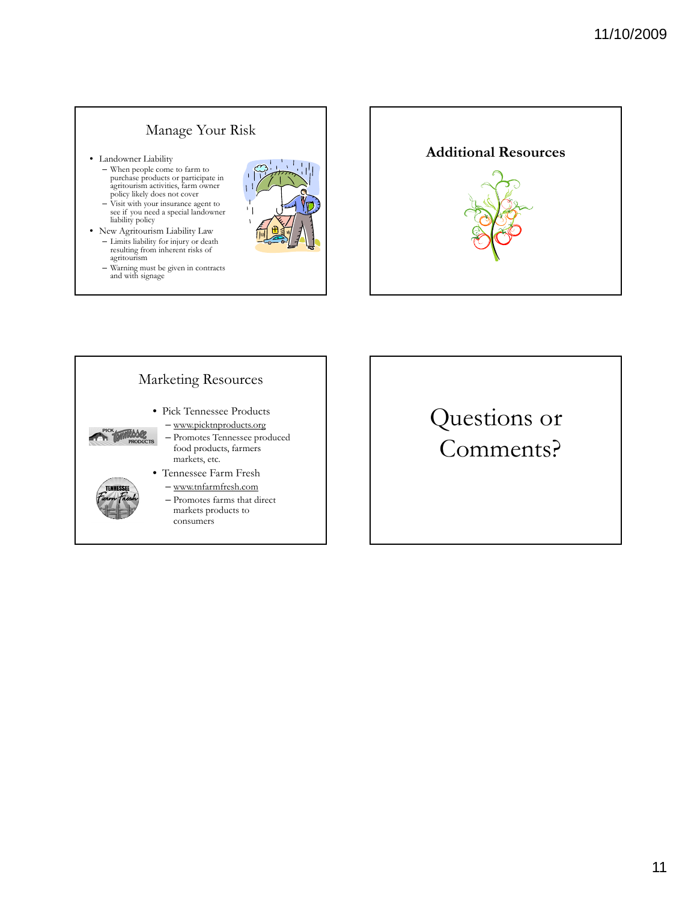## Manage Your Risk

- Landowner Liability
  - When people come to farm to purchase products or participate in agritourism activities, farm owner policy likely does not cover
  - Visit with your insurance agent to see if you need a special landowner liability policy
- New Agritourism Liability Law
  - Limits liability for injury or death resulting from inherent risks of agritourism
  - Warning must be given in contracts and with signage

## Additional Resources

## Marketing Resources

- Pick Tennessee Products
  - www.picktnproducts.org
  - Promotes Tennessee produced food products, farmers markets, etc.
- Tennessee Farm Fresh
  - www.tnfarmfresh.com
  - Promotes farms that direct markets products to consumers

## Questions or Comments?